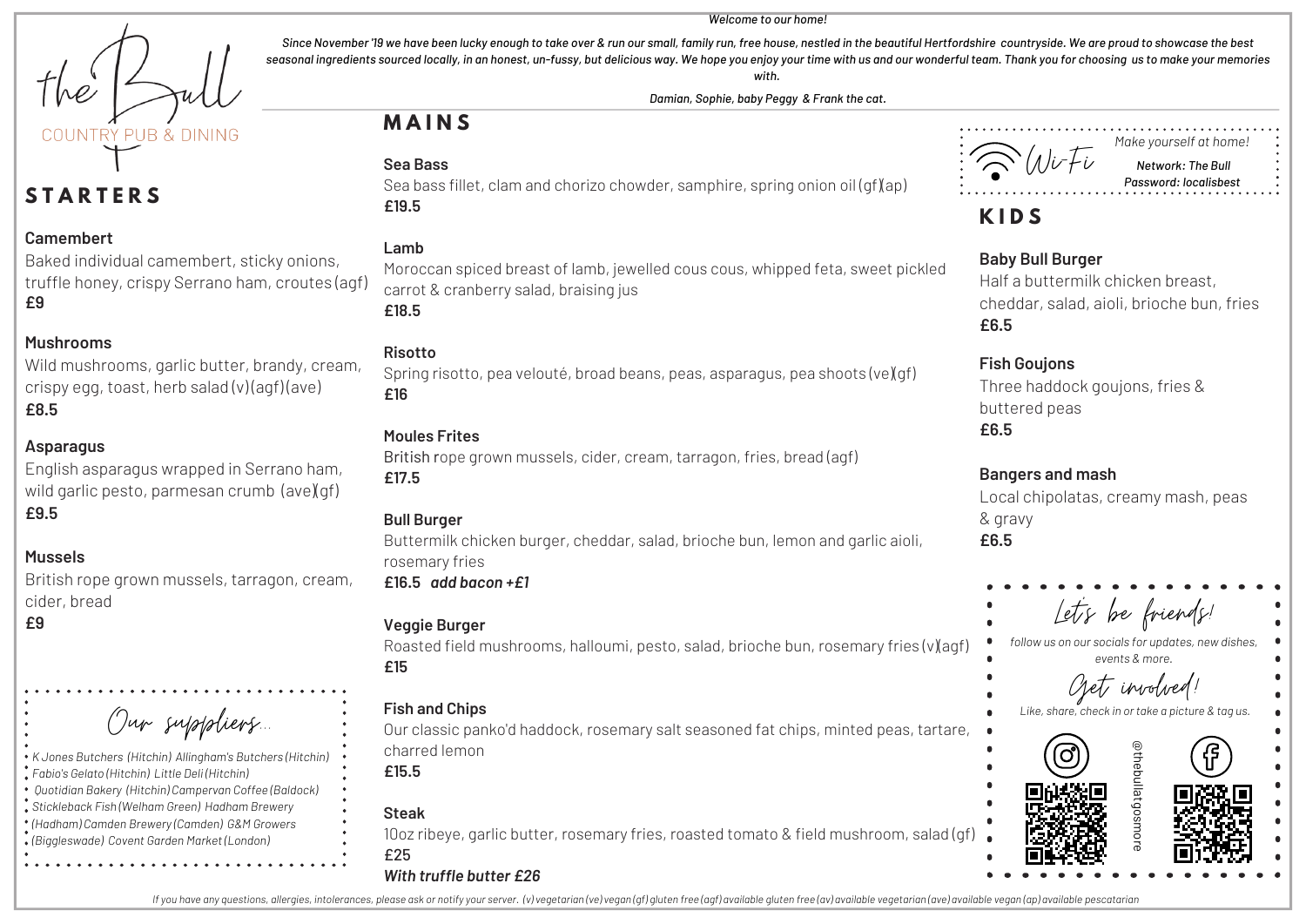*Welcome to our home!*

*Since November '19 we have been lucky enough to take over & run our small, family run, free house, nestled in the beautiful Hertfordshire countryside. We are proud to showcase the best seasonal ingredients sourced locally, in an honest, un-fussy, but delicious way. We hope you enjoy your time with us and our wonderful team. Thank you for choosing us to make your memories with.*

*Damian, Sophie, baby Peggy & Frank the cat.*

# the Bull

COUNTRY PUB & DINING

## STARTERS

**Camembert**
Baked individual camembert, sticky onions, truffle honey, crispy Serrano ham, croutes (agf)
**£9**

**Mushrooms**
Wild mushrooms, garlic butter, brandy, cream, crispy egg, toast, herb salad (v)(agf)(ave)
**£8.5**

**Asparagus**
English asparagus wrapped in Serrano ham, wild garlic pesto, parmesan crumb (ave)(gf)
**£9.5**

**Mussels**
British rope grown mussels, tarragon, cream, cider, bread
**£9**

*Our suppliers...*

*K Jones Butchers (Hitchin) Allingham's Butchers (Hitchin) Fabio's Gelato (Hitchin) Little Deli (Hitchin) Quotidian Bakery (Hitchin) Campervan Coffee (Baldock) Stickleback Fish (Welham Green) Hadham Brewery (Hadham) Camden Brewery (Camden) G&M Growers (Biggleswade) Covent Garden Market (London)*

## MAINS

**Sea Bass**
Sea bass fillet, clam and chorizo chowder, samphire, spring onion oil (gf)(ap)
**£19.5**

**Lamb**
Moroccan spiced breast of lamb, jewelled cous cous, whipped feta, sweet pickled carrot & cranberry salad, braising jus
**£18.5**

**Risotto**
Spring risotto, pea velouté, broad beans, peas, asparagus, pea shoots (ve)(gf)
**£16**

**Moules Frites**
British rope grown mussels, cider, cream, tarragon, fries, bread (agf)
**£17.5**

**Bull Burger**
Buttermilk chicken burger, cheddar, salad, brioche bun, lemon and garlic aioli, rosemary fries
**£16.5** ***add bacon +£1***

**Veggie Burger**
Roasted field mushrooms, halloumi, pesto, salad, brioche bun, rosemary fries (v)(agf)
**£15**

**Fish and Chips**
Our classic panko'd haddock, rosemary salt seasoned fat chips, minted peas, tartare, charred lemon
**£15.5**

**Steak**
10oz ribeye, garlic butter, rosemary fries, roasted tomato & field mushroom, salad (gf)
£25
***With truffle butter £26***

*Wi-Fi* — *Make yourself at home!*
***Network: The Bull***
***Password: localisbest***

## KIDS

**Baby Bull Burger**
Half a buttermilk chicken breast, cheddar, salad, aioli, brioche bun, fries
**£6.5**

**Fish Goujons**
Three haddock goujons, fries & buttered peas
**£6.5**

**Bangers and mash**
Local chipolatas, creamy mash, peas & gravy
**£6.5**

*Let's be friends!*

*follow us on our socials for updates, new dishes, events & more.*

*Get involved!*

*Like, share, check in or take a picture & tag us.*

@thebullatgosmore

*If you have any questions, allergies, intolerances, please ask or notify your server. (v) vegetarian (ve) vegan (gf) gluten free (agf) available gluten free (av) available vegetarian (ave) available vegan (ap) available pescatarian*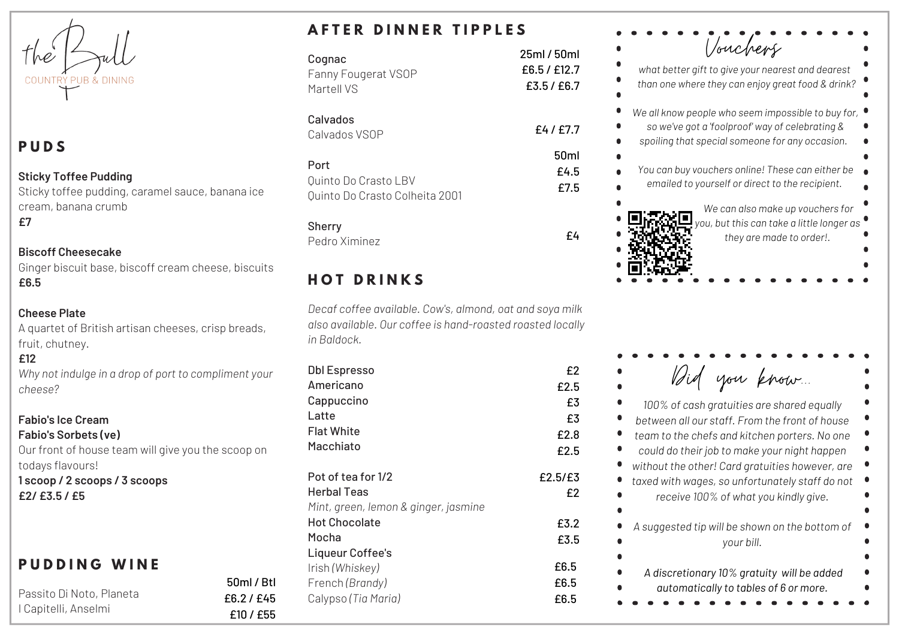the Bull

COUNTRY PUB & DINING

## PUDS

**Sticky Toffee Pudding**
Sticky toffee pudding, caramel sauce, banana ice cream, banana crumb
**£7**

**Biscoff Cheesecake**
Ginger biscuit base, biscoff cream cheese, biscuits
**£6.5**

**Cheese Plate**
A quartet of British artisan cheeses, crisp breads, fruit, chutney.
**£12**
*Why not indulge in a drop of port to compliment your cheese?*

**Fabio's Ice Cream**
**Fabio's Sorbets (ve)**
Our front of house team will give you the scoop on todays flavours!
**1 scoop / 2 scoops / 3 scoops**
**£2/ £3.5 / £5**

## PUDDING WINE

| | 50ml / Btl |
|---|---|
| Passito Di Noto, Planeta | £6.2 / £45 |
| I Capitelli, Anselmi | £10 / £55 |

## AFTER DINNER TIPPLES

| | 25ml / 50ml |
|---|---|
| **Cognac** | |
| Fanny Fougerat VSOP | £6.5 / £12.7 |
| Martell VS | £3.5 / £6.7 |
| **Calvados** | |
| Calvados VSOP | £4 / £7.7 |
| **Port** | 50ml |
| Quinto Do Crasto LBV | £4.5 |
| Quinto Do Crasto Colheita 2001 | £7.5 |
| **Sherry** | |
| Pedro Ximinez | £4 |

## HOT DRINKS

*Decaf coffee available. Cow's, almond, oat and soya milk also available. Our coffee is hand-roasted roasted locally in Baldock.*

| | |
|---|---|
| Dbl Espresso | £2 |
| Americano | £2.5 |
| Cappuccino | £3 |
| Latte | £3 |
| Flat White | £2.8 |
| Macchiato | £2.5 |
| Pot of tea for 1/2 | £2.5/£3 |
| Herbal Teas | £2 |
| *Mint, green, lemon & ginger, jasmine* | |
| Hot Chocolate | £3.2 |
| Mocha | £3.5 |
| **Liqueur Coffee's** | |
| Irish *(Whiskey)* | £6.5 |
| French *(Brandy)* | £6.5 |
| Calypso *(Tia Maria)* | £6.5 |

## Vouchers

*what better gift to give your nearest and dearest than one where they can enjoy great food & drink?*

*We all know people who seem impossible to buy for, so we've got a 'foolproof' way of celebrating & spoiling that special someone for any occasion.*

*You can buy vouchers online! These can either be emailed to yourself or direct to the recipient.*

*We can also make up vouchers for you, but this can take a little longer as they are made to order!.*

## Did you know...

*100% of cash gratuities are shared equally between all our staff. From the front of house team to the chefs and kitchen porters. No one could do their job to make your night happen without the other! Card gratuities however, are taxed with wages, so unfortunately staff do not receive 100% of what you kindly give.*

*A suggested tip will be shown on the bottom of your bill.*

*A discretionary 10% gratuity will be added automatically to tables of 6 or more.*